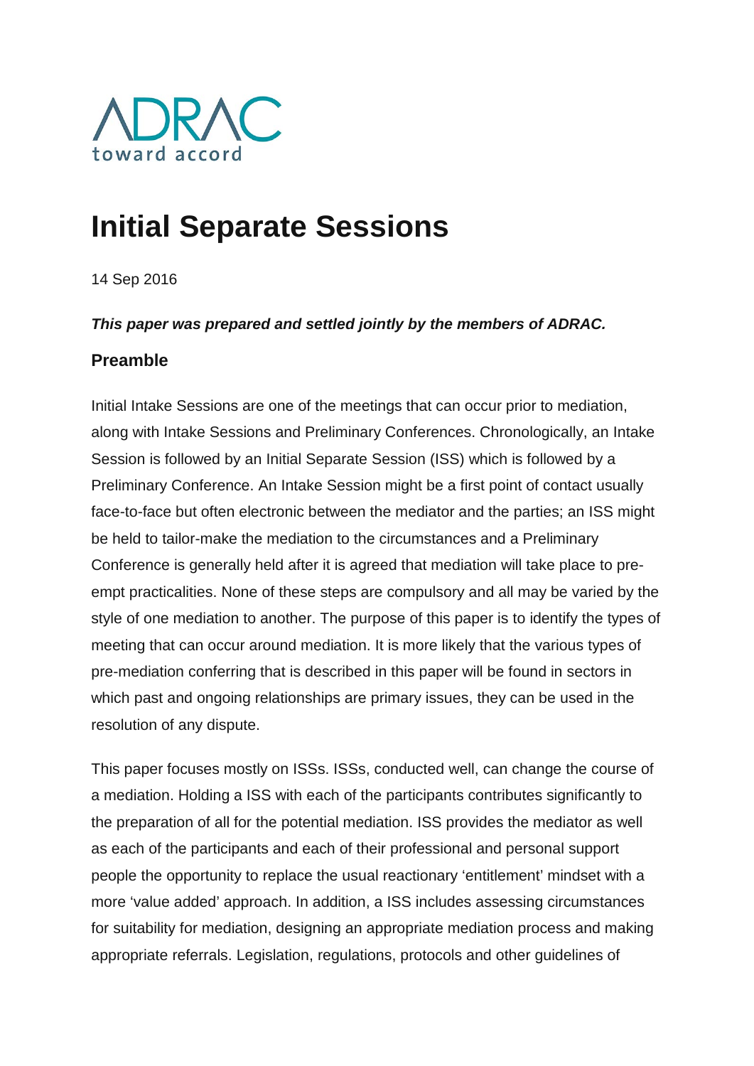ADRAC
toward accord

# Initial Separate Sessions

14 Sep 2016

***This paper was prepared and settled jointly by the members of ADRAC.***

### Preamble

Initial Intake Sessions are one of the meetings that can occur prior to mediation, along with Intake Sessions and Preliminary Conferences. Chronologically, an Intake Session is followed by an Initial Separate Session (ISS) which is followed by a Preliminary Conference. An Intake Session might be a first point of contact usually face-to-face but often electronic between the mediator and the parties; an ISS might be held to tailor-make the mediation to the circumstances and a Preliminary Conference is generally held after it is agreed that mediation will take place to pre-empt practicalities. None of these steps are compulsory and all may be varied by the style of one mediation to another. The purpose of this paper is to identify the types of meeting that can occur around mediation. It is more likely that the various types of pre-mediation conferring that is described in this paper will be found in sectors in which past and ongoing relationships are primary issues, they can be used in the resolution of any dispute.

This paper focuses mostly on ISSs. ISSs, conducted well, can change the course of a mediation. Holding a ISS with each of the participants contributes significantly to the preparation of all for the potential mediation. ISS provides the mediator as well as each of the participants and each of their professional and personal support people the opportunity to replace the usual reactionary 'entitlement' mindset with a more 'value added' approach. In addition, a ISS includes assessing circumstances for suitability for mediation, designing an appropriate mediation process and making appropriate referrals. Legislation, regulations, protocols and other guidelines of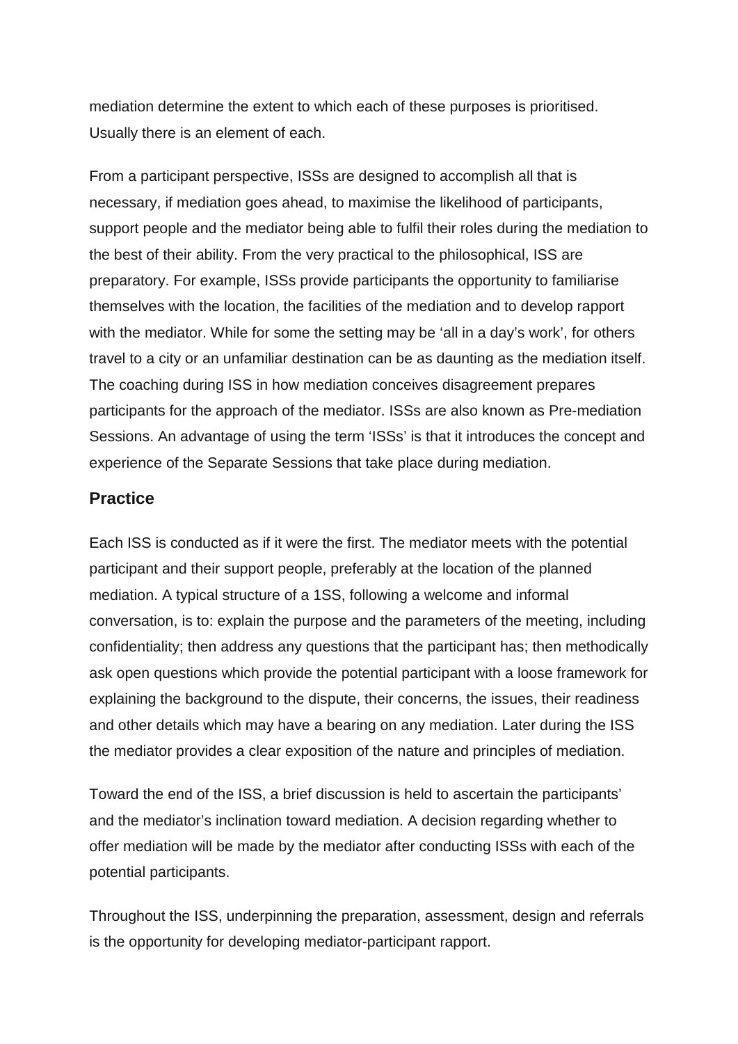mediation determine the extent to which each of these purposes is prioritised. Usually there is an element of each.

From a participant perspective, ISSs are designed to accomplish all that is necessary, if mediation goes ahead, to maximise the likelihood of participants, support people and the mediator being able to fulfil their roles during the mediation to the best of their ability. From the very practical to the philosophical, ISS are preparatory. For example, ISSs provide participants the opportunity to familiarise themselves with the location, the facilities of the mediation and to develop rapport with the mediator. While for some the setting may be 'all in a day's work', for others travel to a city or an unfamiliar destination can be as daunting as the mediation itself. The coaching during ISS in how mediation conceives disagreement prepares participants for the approach of the mediator. ISSs are also known as Pre-mediation Sessions. An advantage of using the term 'ISSs' is that it introduces the concept and experience of the Separate Sessions that take place during mediation.

## Practice

Each ISS is conducted as if it were the first. The mediator meets with the potential participant and their support people, preferably at the location of the planned mediation. A typical structure of a 1SS, following a welcome and informal conversation, is to: explain the purpose and the parameters of the meeting, including confidentiality; then address any questions that the participant has; then methodically ask open questions which provide the potential participant with a loose framework for explaining the background to the dispute, their concerns, the issues, their readiness and other details which may have a bearing on any mediation. Later during the ISS the mediator provides a clear exposition of the nature and principles of mediation.

Toward the end of the ISS, a brief discussion is held to ascertain the participants' and the mediator's inclination toward mediation. A decision regarding whether to offer mediation will be made by the mediator after conducting ISSs with each of the potential participants.

Throughout the ISS, underpinning the preparation, assessment, design and referrals is the opportunity for developing mediator-participant rapport.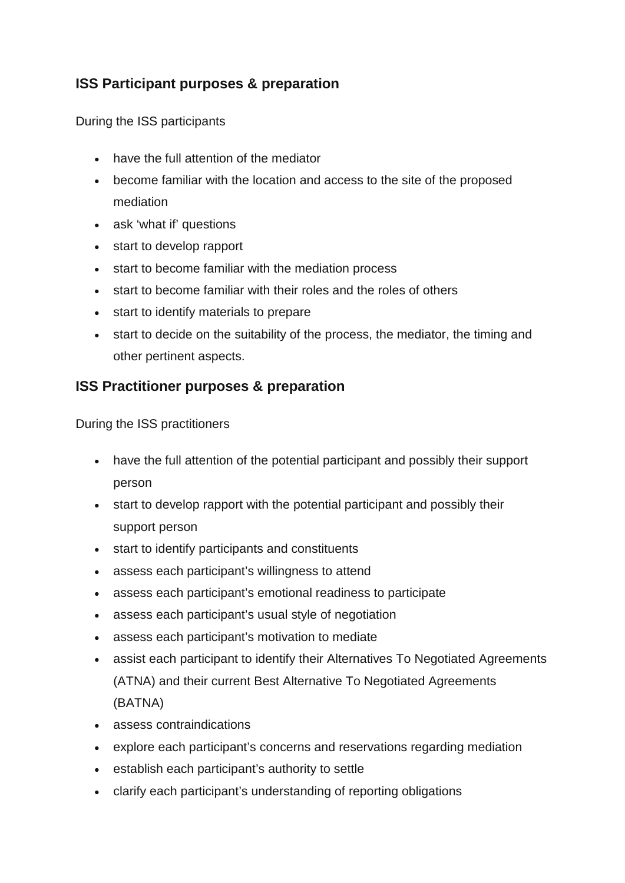### ISS Participant purposes & preparation

During the ISS participants

- have the full attention of the mediator
- become familiar with the location and access to the site of the proposed mediation
- ask 'what if' questions
- start to develop rapport
- start to become familiar with the mediation process
- start to become familiar with their roles and the roles of others
- start to identify materials to prepare
- start to decide on the suitability of the process, the mediator, the timing and other pertinent aspects.

### ISS Practitioner purposes & preparation

During the ISS practitioners

- have the full attention of the potential participant and possibly their support person
- start to develop rapport with the potential participant and possibly their support person
- start to identify participants and constituents
- assess each participant's willingness to attend
- assess each participant's emotional readiness to participate
- assess each participant's usual style of negotiation
- assess each participant's motivation to mediate
- assist each participant to identify their Alternatives To Negotiated Agreements (ATNA) and their current Best Alternative To Negotiated Agreements (BATNA)
- assess contraindications
- explore each participant's concerns and reservations regarding mediation
- establish each participant's authority to settle
- clarify each participant's understanding of reporting obligations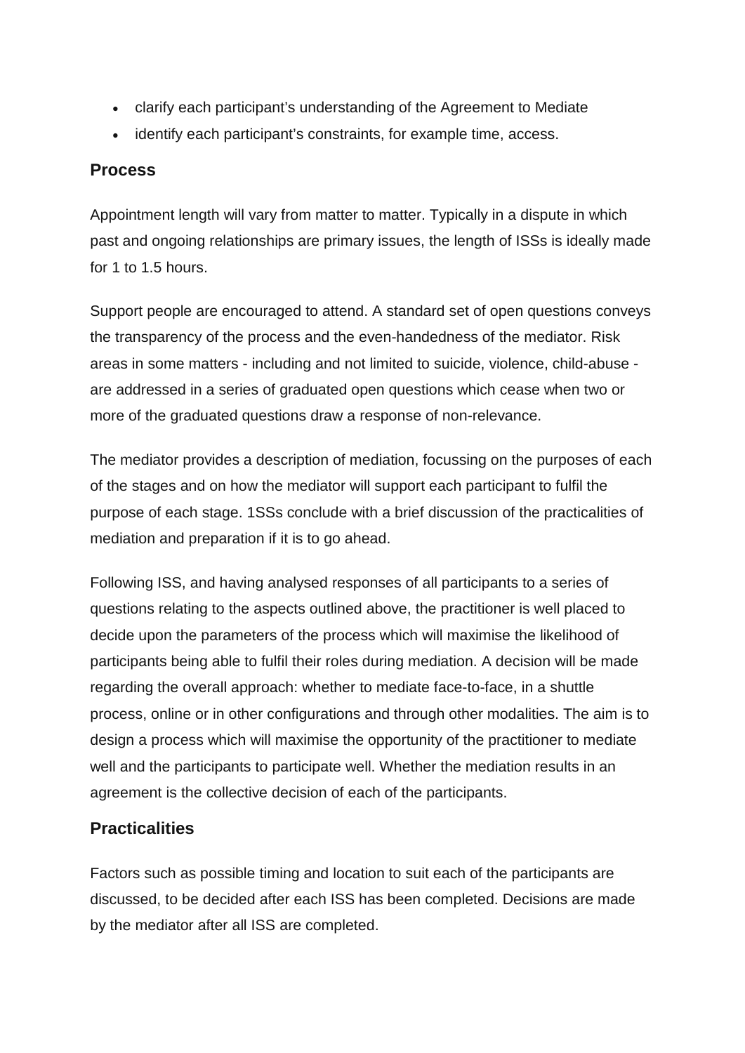- clarify each participant's understanding of the Agreement to Mediate
- identify each participant's constraints, for example time, access.

## Process

Appointment length will vary from matter to matter. Typically in a dispute in which past and ongoing relationships are primary issues, the length of ISSs is ideally made for 1 to 1.5 hours.

Support people are encouraged to attend. A standard set of open questions conveys the transparency of the process and the even-handedness of the mediator. Risk areas in some matters - including and not limited to suicide, violence, child-abuse - are addressed in a series of graduated open questions which cease when two or more of the graduated questions draw a response of non-relevance.

The mediator provides a description of mediation, focussing on the purposes of each of the stages and on how the mediator will support each participant to fulfil the purpose of each stage. 1SSs conclude with a brief discussion of the practicalities of mediation and preparation if it is to go ahead.

Following ISS, and having analysed responses of all participants to a series of questions relating to the aspects outlined above, the practitioner is well placed to decide upon the parameters of the process which will maximise the likelihood of participants being able to fulfil their roles during mediation. A decision will be made regarding the overall approach: whether to mediate face-to-face, in a shuttle process, online or in other configurations and through other modalities. The aim is to design a process which will maximise the opportunity of the practitioner to mediate well and the participants to participate well. Whether the mediation results in an agreement is the collective decision of each of the participants.

## Practicalities

Factors such as possible timing and location to suit each of the participants are discussed, to be decided after each ISS has been completed. Decisions are made by the mediator after all ISS are completed.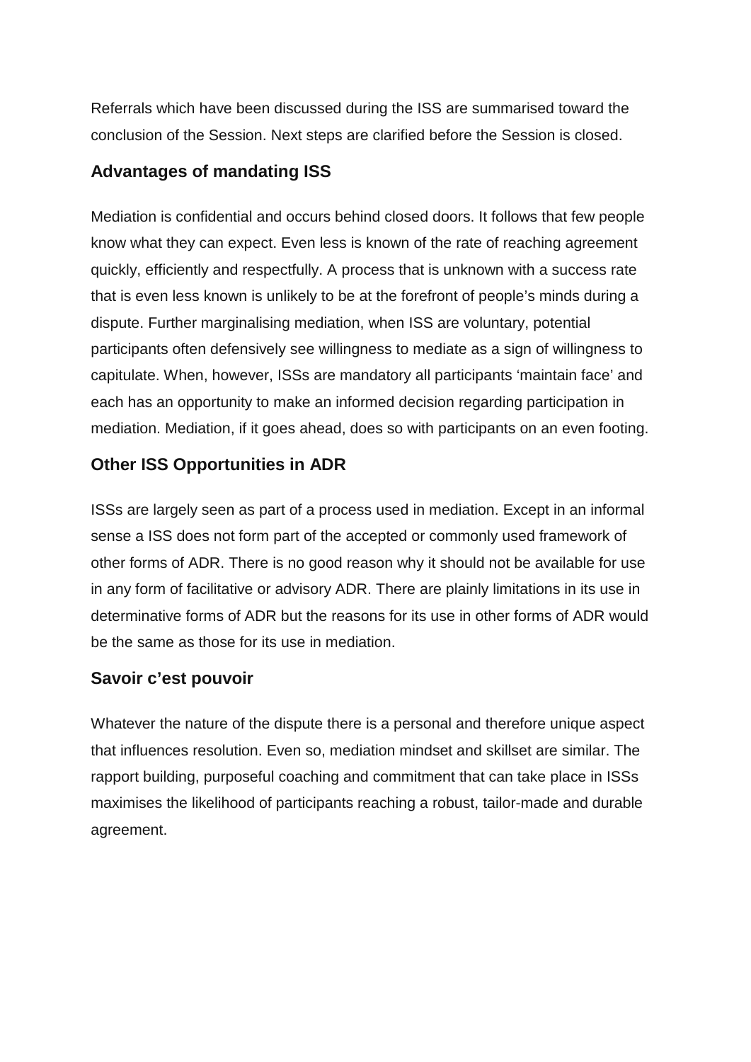Referrals which have been discussed during the ISS are summarised toward the conclusion of the Session. Next steps are clarified before the Session is closed.

## Advantages of mandating ISS

Mediation is confidential and occurs behind closed doors. It follows that few people know what they can expect. Even less is known of the rate of reaching agreement quickly, efficiently and respectfully. A process that is unknown with a success rate that is even less known is unlikely to be at the forefront of people's minds during a dispute. Further marginalising mediation, when ISS are voluntary, potential participants often defensively see willingness to mediate as a sign of willingness to capitulate. When, however, ISSs are mandatory all participants 'maintain face' and each has an opportunity to make an informed decision regarding participation in mediation. Mediation, if it goes ahead, does so with participants on an even footing.

## Other ISS Opportunities in ADR

ISSs are largely seen as part of a process used in mediation. Except in an informal sense a ISS does not form part of the accepted or commonly used framework of other forms of ADR. There is no good reason why it should not be available for use in any form of facilitative or advisory ADR. There are plainly limitations in its use in determinative forms of ADR but the reasons for its use in other forms of ADR would be the same as those for its use in mediation.

## Savoir c'est pouvoir

Whatever the nature of the dispute there is a personal and therefore unique aspect that influences resolution. Even so, mediation mindset and skillset are similar. The rapport building, purposeful coaching and commitment that can take place in ISSs maximises the likelihood of participants reaching a robust, tailor-made and durable agreement.